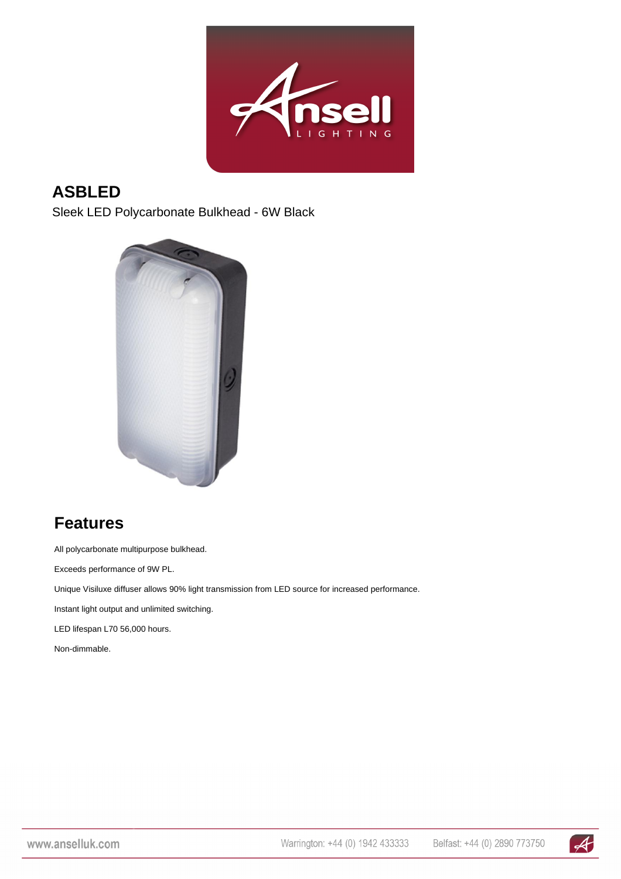# ASBLED

Sleek LED Polycarbonate Bulkhead - 6W Black

## Features

All polycarbonate multipurpose bulkhead.

Exceeds performance of 9W PL.

Unique Visiluxe diffuser allows 90% light transmission from LED source for increased performance.

Instant light output and unlimited switching.

LED lifespan L70 56,000 hours.

Non-dimmable.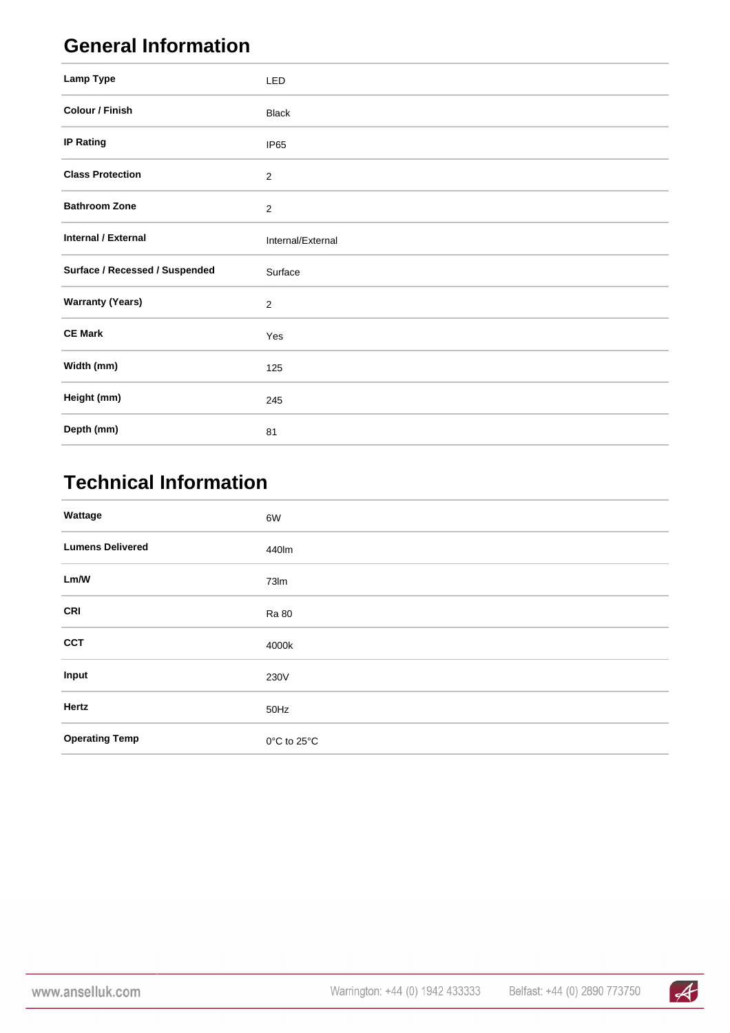## General Information

| | |
|---|---|
| **Lamp Type** | LED |
| **Colour / Finish** | Black |
| **IP Rating** | IP65 |
| **Class Protection** | 2 |
| **Bathroom Zone** | 2 |
| **Internal / External** | Internal/External |
| **Surface / Recessed / Suspended** | Surface |
| **Warranty (Years)** | 2 |
| **CE Mark** | Yes |
| **Width (mm)** | 125 |
| **Height (mm)** | 245 |
| **Depth (mm)** | 81 |

## Technical Information

| | |
|---|---|
| **Wattage** | 6W |
| **Lumens Delivered** | 440lm |
| **Lm/W** | 73lm |
| **CRI** | Ra 80 |
| **CCT** | 4000k |
| **Input** | 230V |
| **Hertz** | 50Hz |
| **Operating Temp** | 0°C to 25°C |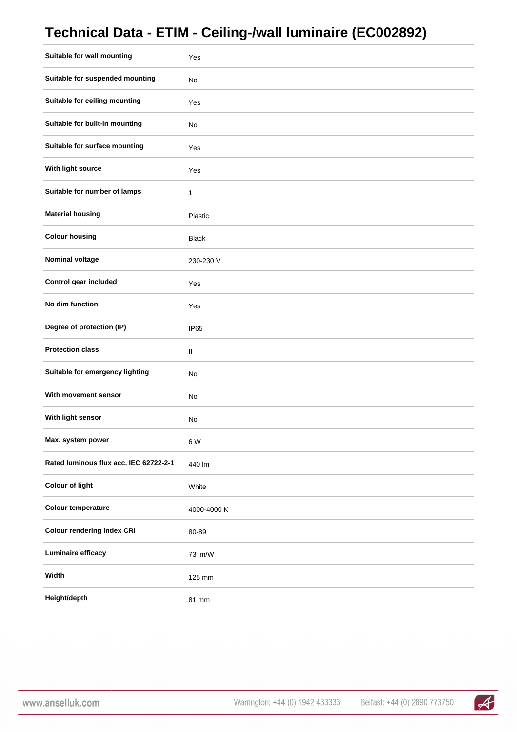# Technical Data - ETIM - Ceiling-/wall luminaire (EC002892)

| | |
|---|---|
| **Suitable for wall mounting** | Yes |
| **Suitable for suspended mounting** | No |
| **Suitable for ceiling mounting** | Yes |
| **Suitable for built-in mounting** | No |
| **Suitable for surface mounting** | Yes |
| **With light source** | Yes |
| **Suitable for number of lamps** | 1 |
| **Material housing** | Plastic |
| **Colour housing** | Black |
| **Nominal voltage** | 230-230 V |
| **Control gear included** | Yes |
| **No dim function** | Yes |
| **Degree of protection (IP)** | IP65 |
| **Protection class** | II |
| **Suitable for emergency lighting** | No |
| **With movement sensor** | No |
| **With light sensor** | No |
| **Max. system power** | 6 W |
| **Rated luminous flux acc. IEC 62722-2-1** | 440 lm |
| **Colour of light** | White |
| **Colour temperature** | 4000-4000 K |
| **Colour rendering index CRI** | 80-89 |
| **Luminaire efficacy** | 73 lm/W |
| **Width** | 125 mm |
| **Height/depth** | 81 mm |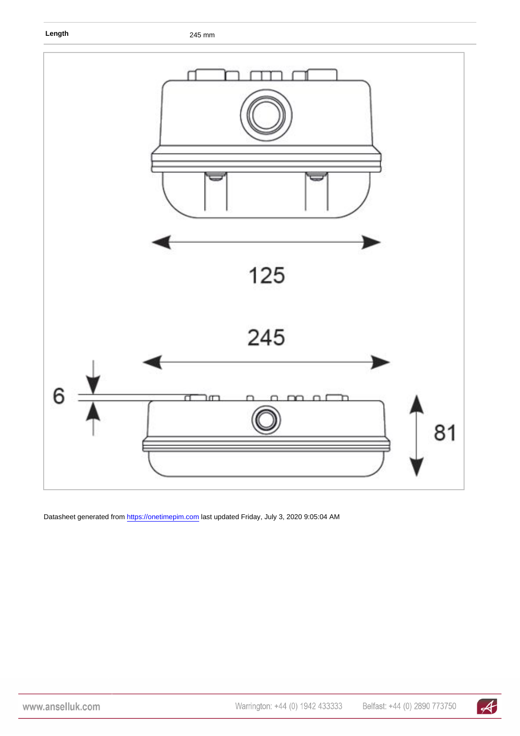| | |
|---|---|
| **Length** | 245 mm |

125

245

6

81

Datasheet generated from https://onetimepim.com last updated Friday, July 3, 2020 9:05:04 AM